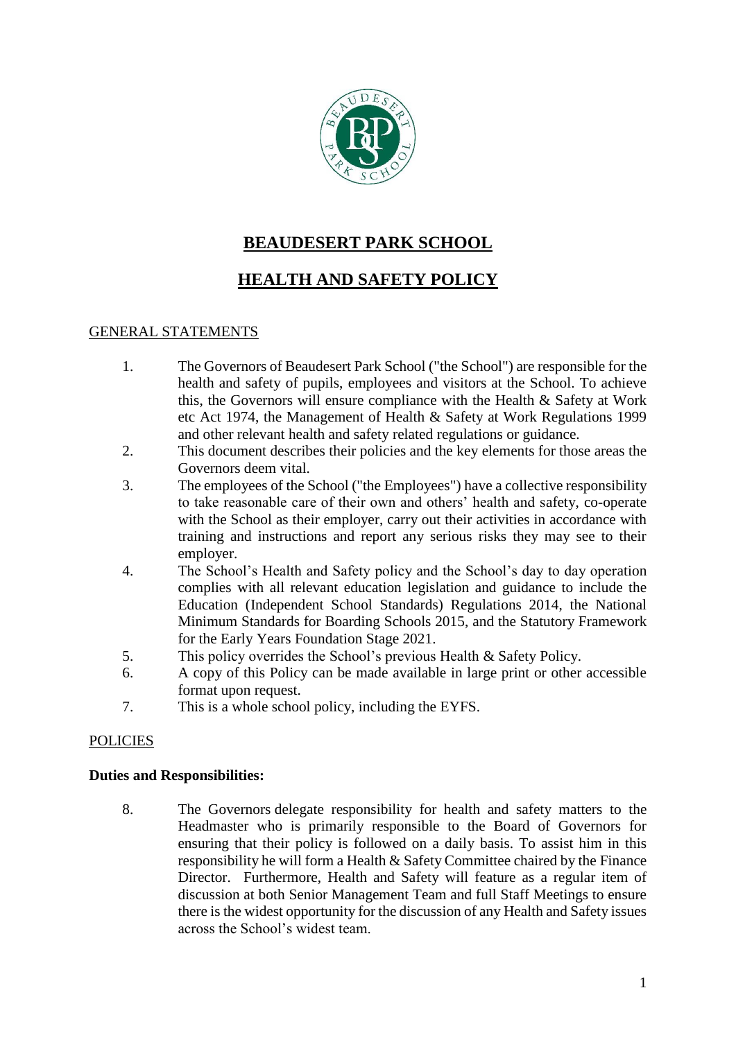# BEAUDESERT PARK SCHOOL

# HEALTH AND SAFETY POLICY

## GENERAL STATEMENTS

1. The Governors of Beaudesert Park School ("the School") are responsible for the health and safety of pupils, employees and visitors at the School. To achieve this, the Governors will ensure compliance with the Health & Safety at Work etc Act 1974, the Management of Health & Safety at Work Regulations 1999 and other relevant health and safety related regulations or guidance.
2. This document describes their policies and the key elements for those areas the Governors deem vital.
3. The employees of the School ("the Employees") have a collective responsibility to take reasonable care of their own and others' health and safety, co-operate with the School as their employer, carry out their activities in accordance with training and instructions and report any serious risks they may see to their employer.
4. The School's Health and Safety policy and the School's day to day operation complies with all relevant education legislation and guidance to include the Education (Independent School Standards) Regulations 2014, the National Minimum Standards for Boarding Schools 2015, and the Statutory Framework for the Early Years Foundation Stage 2021.
5. This policy overrides the School's previous Health & Safety Policy.
6. A copy of this Policy can be made available in large print or other accessible format upon request.
7. This is a whole school policy, including the EYFS.

## POLICIES

**Duties and Responsibilities:**

8. The Governors delegate responsibility for health and safety matters to the Headmaster who is primarily responsible to the Board of Governors for ensuring that their policy is followed on a daily basis. To assist him in this responsibility he will form a Health & Safety Committee chaired by the Finance Director. Furthermore, Health and Safety will feature as a regular item of discussion at both Senior Management Team and full Staff Meetings to ensure there is the widest opportunity for the discussion of any Health and Safety issues across the School's widest team.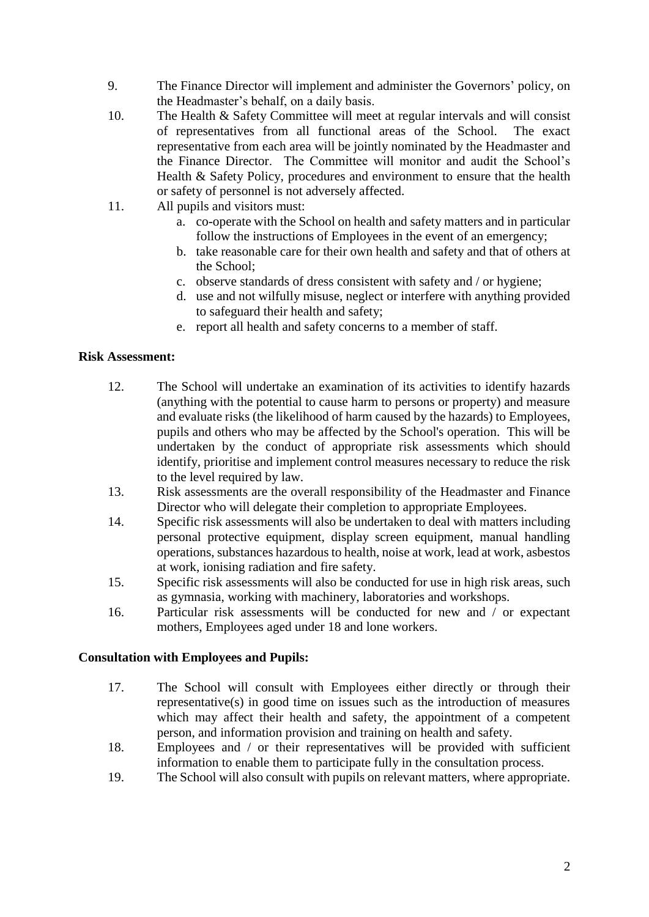9. The Finance Director will implement and administer the Governors' policy, on the Headmaster's behalf, on a daily basis.

10. The Health & Safety Committee will meet at regular intervals and will consist of representatives from all functional areas of the School. The exact representative from each area will be jointly nominated by the Headmaster and the Finance Director. The Committee will monitor and audit the School's Health & Safety Policy, procedures and environment to ensure that the health or safety of personnel is not adversely affected.

11. All pupils and visitors must:
    a. co-operate with the School on health and safety matters and in particular follow the instructions of Employees in the event of an emergency;
    b. take reasonable care for their own health and safety and that of others at the School;
    c. observe standards of dress consistent with safety and / or hygiene;
    d. use and not wilfully misuse, neglect or interfere with anything provided to safeguard their health and safety;
    e. report all health and safety concerns to a member of staff.

**Risk Assessment:**

12. The School will undertake an examination of its activities to identify hazards (anything with the potential to cause harm to persons or property) and measure and evaluate risks (the likelihood of harm caused by the hazards) to Employees, pupils and others who may be affected by the School's operation. This will be undertaken by the conduct of appropriate risk assessments which should identify, prioritise and implement control measures necessary to reduce the risk to the level required by law.

13. Risk assessments are the overall responsibility of the Headmaster and Finance Director who will delegate their completion to appropriate Employees.

14. Specific risk assessments will also be undertaken to deal with matters including personal protective equipment, display screen equipment, manual handling operations, substances hazardous to health, noise at work, lead at work, asbestos at work, ionising radiation and fire safety.

15. Specific risk assessments will also be conducted for use in high risk areas, such as gymnasia, working with machinery, laboratories and workshops.

16. Particular risk assessments will be conducted for new and / or expectant mothers, Employees aged under 18 and lone workers.

**Consultation with Employees and Pupils:**

17. The School will consult with Employees either directly or through their representative(s) in good time on issues such as the introduction of measures which may affect their health and safety, the appointment of a competent person, and information provision and training on health and safety.

18. Employees and / or their representatives will be provided with sufficient information to enable them to participate fully in the consultation process.

19. The School will also consult with pupils on relevant matters, where appropriate.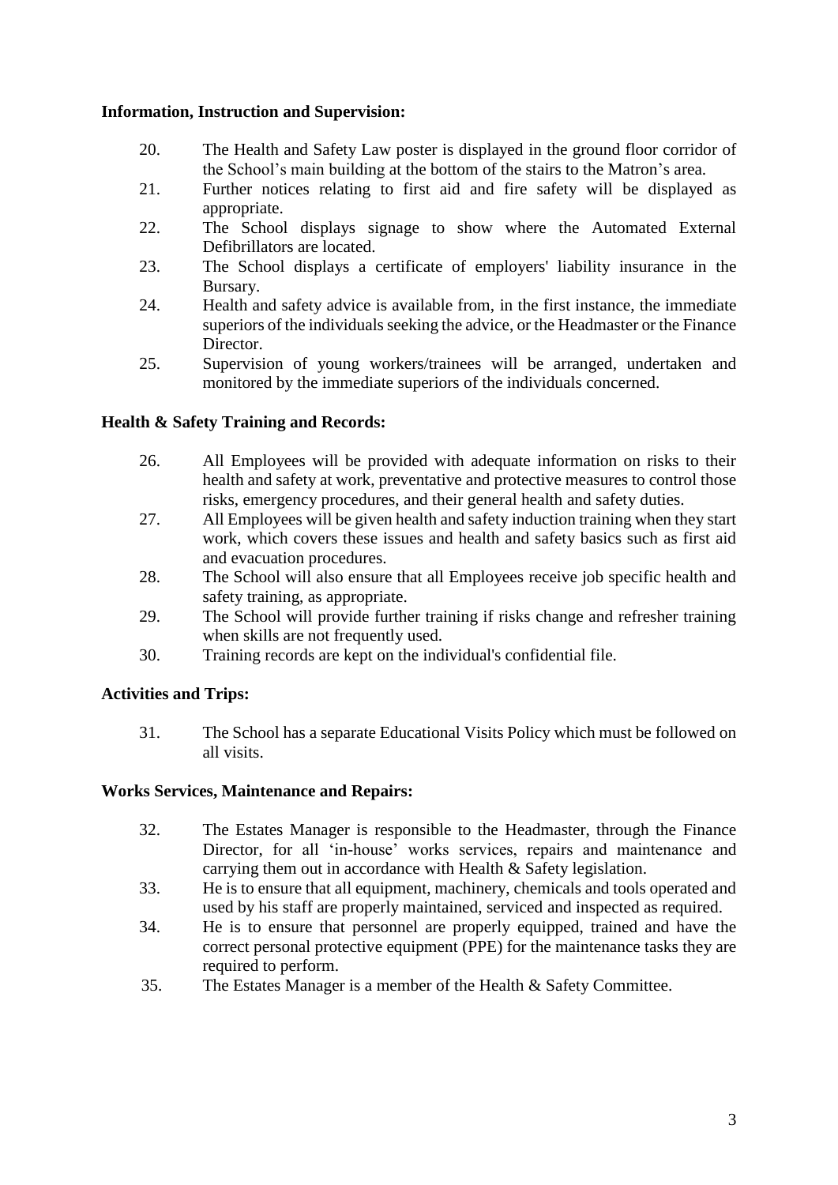**Information, Instruction and Supervision:**

20. The Health and Safety Law poster is displayed in the ground floor corridor of the School's main building at the bottom of the stairs to the Matron's area.
21. Further notices relating to first aid and fire safety will be displayed as appropriate.
22. The School displays signage to show where the Automated External Defibrillators are located.
23. The School displays a certificate of employers' liability insurance in the Bursary.
24. Health and safety advice is available from, in the first instance, the immediate superiors of the individuals seeking the advice, or the Headmaster or the Finance Director.
25. Supervision of young workers/trainees will be arranged, undertaken and monitored by the immediate superiors of the individuals concerned.

**Health & Safety Training and Records:**

26. All Employees will be provided with adequate information on risks to their health and safety at work, preventative and protective measures to control those risks, emergency procedures, and their general health and safety duties.
27. All Employees will be given health and safety induction training when they start work, which covers these issues and health and safety basics such as first aid and evacuation procedures.
28. The School will also ensure that all Employees receive job specific health and safety training, as appropriate.
29. The School will provide further training if risks change and refresher training when skills are not frequently used.
30. Training records are kept on the individual's confidential file.

**Activities and Trips:**

31. The School has a separate Educational Visits Policy which must be followed on all visits.

**Works Services, Maintenance and Repairs:**

32. The Estates Manager is responsible to the Headmaster, through the Finance Director, for all 'in-house' works services, repairs and maintenance and carrying them out in accordance with Health & Safety legislation.
33. He is to ensure that all equipment, machinery, chemicals and tools operated and used by his staff are properly maintained, serviced and inspected as required.
34. He is to ensure that personnel are properly equipped, trained and have the correct personal protective equipment (PPE) for the maintenance tasks they are required to perform.
35. The Estates Manager is a member of the Health & Safety Committee.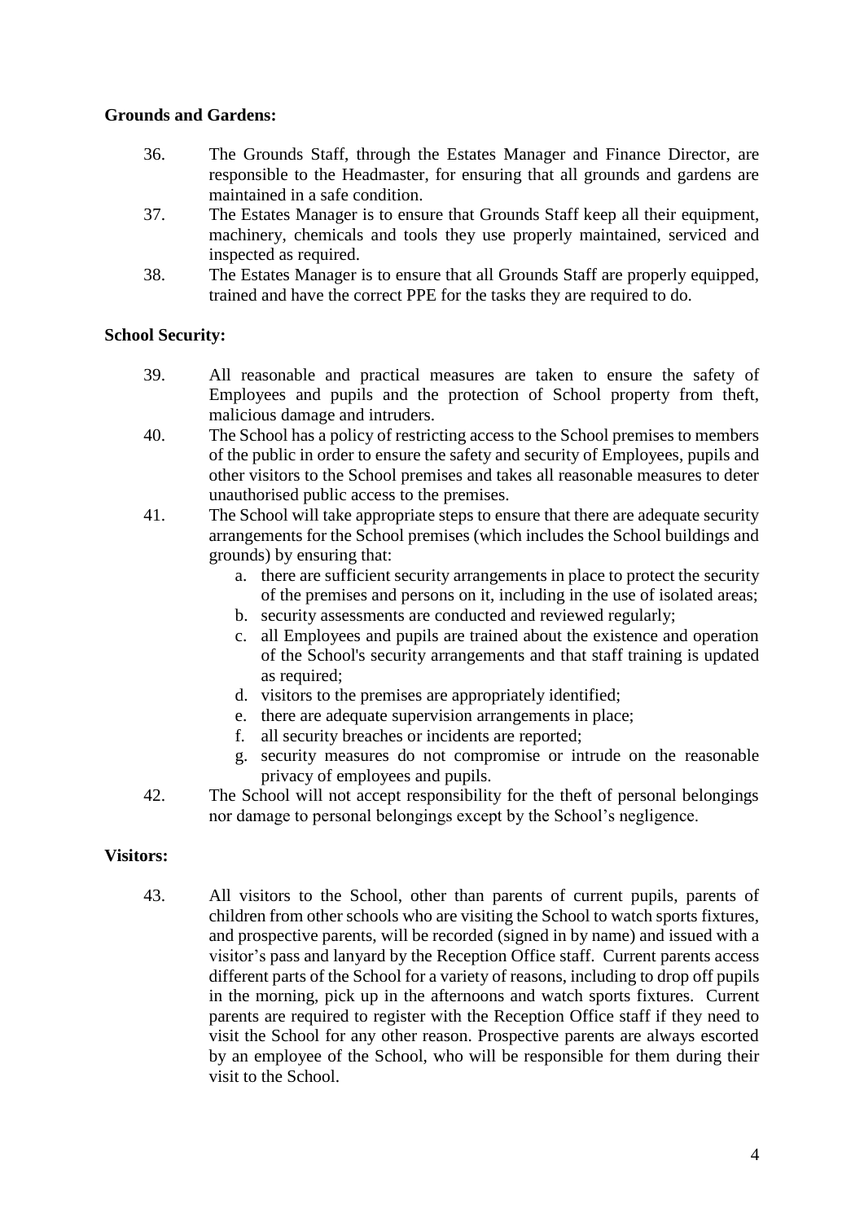**Grounds and Gardens:**

36. The Grounds Staff, through the Estates Manager and Finance Director, are responsible to the Headmaster, for ensuring that all grounds and gardens are maintained in a safe condition.
37. The Estates Manager is to ensure that Grounds Staff keep all their equipment, machinery, chemicals and tools they use properly maintained, serviced and inspected as required.
38. The Estates Manager is to ensure that all Grounds Staff are properly equipped, trained and have the correct PPE for the tasks they are required to do.

**School Security:**

39. All reasonable and practical measures are taken to ensure the safety of Employees and pupils and the protection of School property from theft, malicious damage and intruders.
40. The School has a policy of restricting access to the School premises to members of the public in order to ensure the safety and security of Employees, pupils and other visitors to the School premises and takes all reasonable measures to deter unauthorised public access to the premises.
41. The School will take appropriate steps to ensure that there are adequate security arrangements for the School premises (which includes the School buildings and grounds) by ensuring that:
    a. there are sufficient security arrangements in place to protect the security of the premises and persons on it, including in the use of isolated areas;
    b. security assessments are conducted and reviewed regularly;
    c. all Employees and pupils are trained about the existence and operation of the School's security arrangements and that staff training is updated as required;
    d. visitors to the premises are appropriately identified;
    e. there are adequate supervision arrangements in place;
    f. all security breaches or incidents are reported;
    g. security measures do not compromise or intrude on the reasonable privacy of employees and pupils.
42. The School will not accept responsibility for the theft of personal belongings nor damage to personal belongings except by the School's negligence.

**Visitors:**

43. All visitors to the School, other than parents of current pupils, parents of children from other schools who are visiting the School to watch sports fixtures, and prospective parents, will be recorded (signed in by name) and issued with a visitor's pass and lanyard by the Reception Office staff. Current parents access different parts of the School for a variety of reasons, including to drop off pupils in the morning, pick up in the afternoons and watch sports fixtures. Current parents are required to register with the Reception Office staff if they need to visit the School for any other reason. Prospective parents are always escorted by an employee of the School, who will be responsible for them during their visit to the School.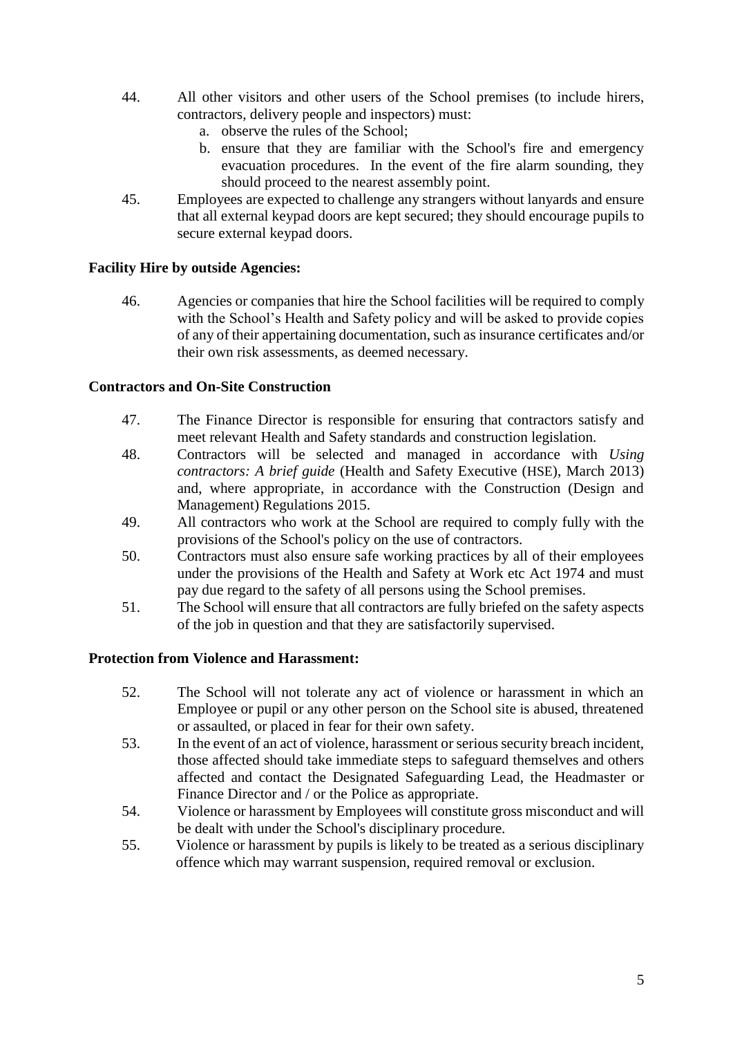44. All other visitors and other users of the School premises (to include hirers, contractors, delivery people and inspectors) must:
    a. observe the rules of the School;
    b. ensure that they are familiar with the School's fire and emergency evacuation procedures. In the event of the fire alarm sounding, they should proceed to the nearest assembly point.
45. Employees are expected to challenge any strangers without lanyards and ensure that all external keypad doors are kept secured; they should encourage pupils to secure external keypad doors.

**Facility Hire by outside Agencies:**

46. Agencies or companies that hire the School facilities will be required to comply with the School's Health and Safety policy and will be asked to provide copies of any of their appertaining documentation, such as insurance certificates and/or their own risk assessments, as deemed necessary.

**Contractors and On-Site Construction**

47. The Finance Director is responsible for ensuring that contractors satisfy and meet relevant Health and Safety standards and construction legislation.
48. Contractors will be selected and managed in accordance with *Using contractors: A brief guide* (Health and Safety Executive (HSE), March 2013) and, where appropriate, in accordance with the Construction (Design and Management) Regulations 2015.
49. All contractors who work at the School are required to comply fully with the provisions of the School's policy on the use of contractors.
50. Contractors must also ensure safe working practices by all of their employees under the provisions of the Health and Safety at Work etc Act 1974 and must pay due regard to the safety of all persons using the School premises.
51. The School will ensure that all contractors are fully briefed on the safety aspects of the job in question and that they are satisfactorily supervised.

**Protection from Violence and Harassment:**

52. The School will not tolerate any act of violence or harassment in which an Employee or pupil or any other person on the School site is abused, threatened or assaulted, or placed in fear for their own safety.
53. In the event of an act of violence, harassment or serious security breach incident, those affected should take immediate steps to safeguard themselves and others affected and contact the Designated Safeguarding Lead, the Headmaster or Finance Director and / or the Police as appropriate.
54. Violence or harassment by Employees will constitute gross misconduct and will be dealt with under the School's disciplinary procedure.
55. Violence or harassment by pupils is likely to be treated as a serious disciplinary offence which may warrant suspension, required removal or exclusion.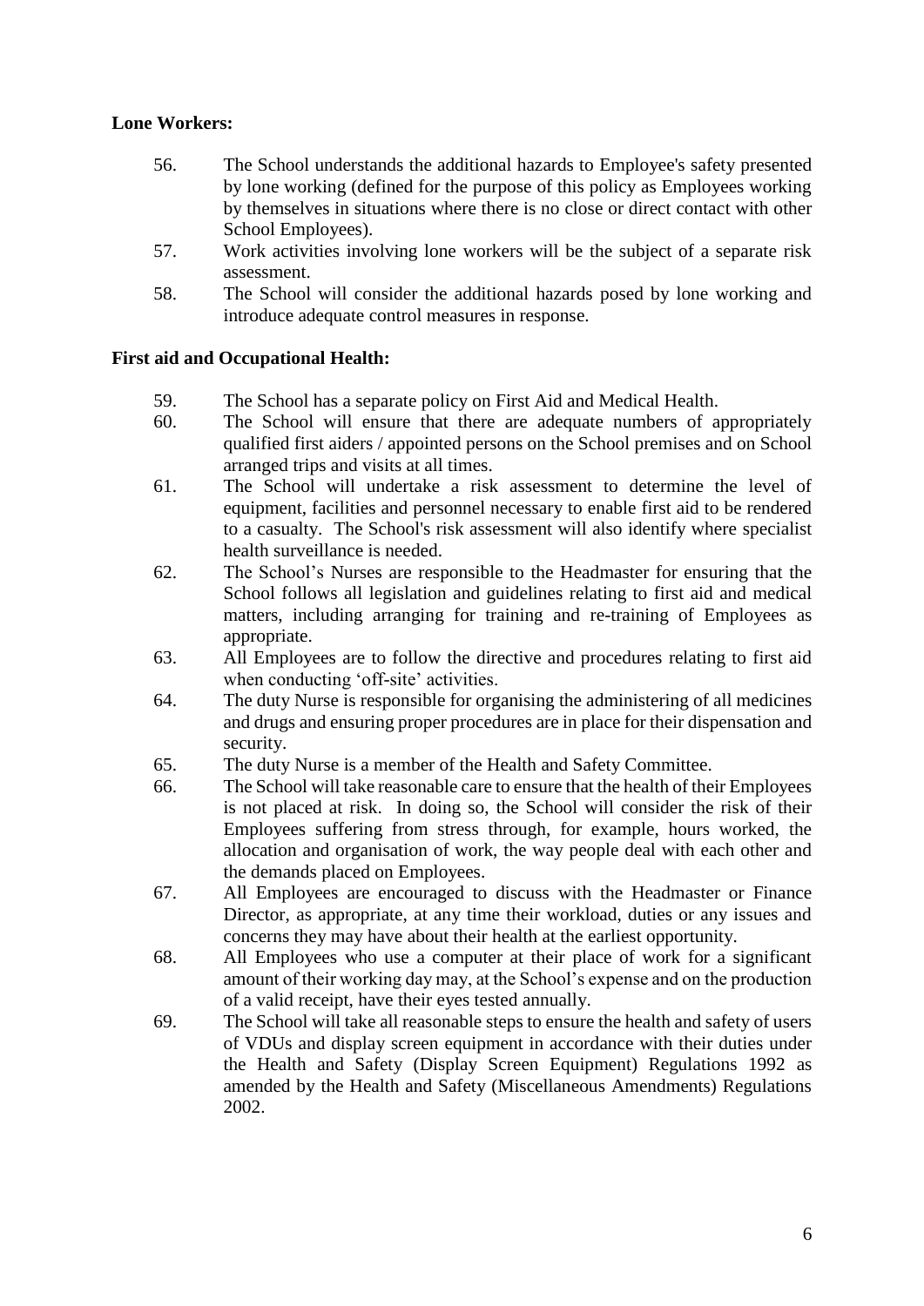**Lone Workers:**

56. The School understands the additional hazards to Employee's safety presented by lone working (defined for the purpose of this policy as Employees working by themselves in situations where there is no close or direct contact with other School Employees).
57. Work activities involving lone workers will be the subject of a separate risk assessment.
58. The School will consider the additional hazards posed by lone working and introduce adequate control measures in response.

**First aid and Occupational Health:**

59. The School has a separate policy on First Aid and Medical Health.
60. The School will ensure that there are adequate numbers of appropriately qualified first aiders / appointed persons on the School premises and on School arranged trips and visits at all times.
61. The School will undertake a risk assessment to determine the level of equipment, facilities and personnel necessary to enable first aid to be rendered to a casualty. The School's risk assessment will also identify where specialist health surveillance is needed.
62. The School's Nurses are responsible to the Headmaster for ensuring that the School follows all legislation and guidelines relating to first aid and medical matters, including arranging for training and re-training of Employees as appropriate.
63. All Employees are to follow the directive and procedures relating to first aid when conducting 'off-site' activities.
64. The duty Nurse is responsible for organising the administering of all medicines and drugs and ensuring proper procedures are in place for their dispensation and security.
65. The duty Nurse is a member of the Health and Safety Committee.
66. The School will take reasonable care to ensure that the health of their Employees is not placed at risk. In doing so, the School will consider the risk of their Employees suffering from stress through, for example, hours worked, the allocation and organisation of work, the way people deal with each other and the demands placed on Employees.
67. All Employees are encouraged to discuss with the Headmaster or Finance Director, as appropriate, at any time their workload, duties or any issues and concerns they may have about their health at the earliest opportunity.
68. All Employees who use a computer at their place of work for a significant amount of their working day may, at the School's expense and on the production of a valid receipt, have their eyes tested annually.
69. The School will take all reasonable steps to ensure the health and safety of users of VDUs and display screen equipment in accordance with their duties under the Health and Safety (Display Screen Equipment) Regulations 1992 as amended by the Health and Safety (Miscellaneous Amendments) Regulations 2002.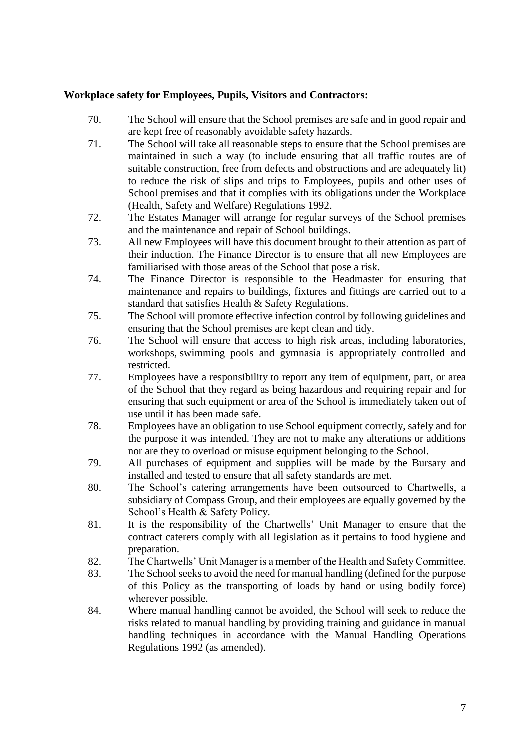**Workplace safety for Employees, Pupils, Visitors and Contractors:**

70. The School will ensure that the School premises are safe and in good repair and are kept free of reasonably avoidable safety hazards.
71. The School will take all reasonable steps to ensure that the School premises are maintained in such a way (to include ensuring that all traffic routes are of suitable construction, free from defects and obstructions and are adequately lit) to reduce the risk of slips and trips to Employees, pupils and other uses of School premises and that it complies with its obligations under the Workplace (Health, Safety and Welfare) Regulations 1992.
72. The Estates Manager will arrange for regular surveys of the School premises and the maintenance and repair of School buildings.
73. All new Employees will have this document brought to their attention as part of their induction. The Finance Director is to ensure that all new Employees are familiarised with those areas of the School that pose a risk.
74. The Finance Director is responsible to the Headmaster for ensuring that maintenance and repairs to buildings, fixtures and fittings are carried out to a standard that satisfies Health & Safety Regulations.
75. The School will promote effective infection control by following guidelines and ensuring that the School premises are kept clean and tidy.
76. The School will ensure that access to high risk areas, including laboratories, workshops, swimming pools and gymnasia is appropriately controlled and restricted.
77. Employees have a responsibility to report any item of equipment, part, or area of the School that they regard as being hazardous and requiring repair and for ensuring that such equipment or area of the School is immediately taken out of use until it has been made safe.
78. Employees have an obligation to use School equipment correctly, safely and for the purpose it was intended. They are not to make any alterations or additions nor are they to overload or misuse equipment belonging to the School.
79. All purchases of equipment and supplies will be made by the Bursary and installed and tested to ensure that all safety standards are met.
80. The School's catering arrangements have been outsourced to Chartwells, a subsidiary of Compass Group, and their employees are equally governed by the School's Health & Safety Policy.
81. It is the responsibility of the Chartwells' Unit Manager to ensure that the contract caterers comply with all legislation as it pertains to food hygiene and preparation.
82. The Chartwells' Unit Manager is a member of the Health and Safety Committee.
83. The School seeks to avoid the need for manual handling (defined for the purpose of this Policy as the transporting of loads by hand or using bodily force) wherever possible.
84. Where manual handling cannot be avoided, the School will seek to reduce the risks related to manual handling by providing training and guidance in manual handling techniques in accordance with the Manual Handling Operations Regulations 1992 (as amended).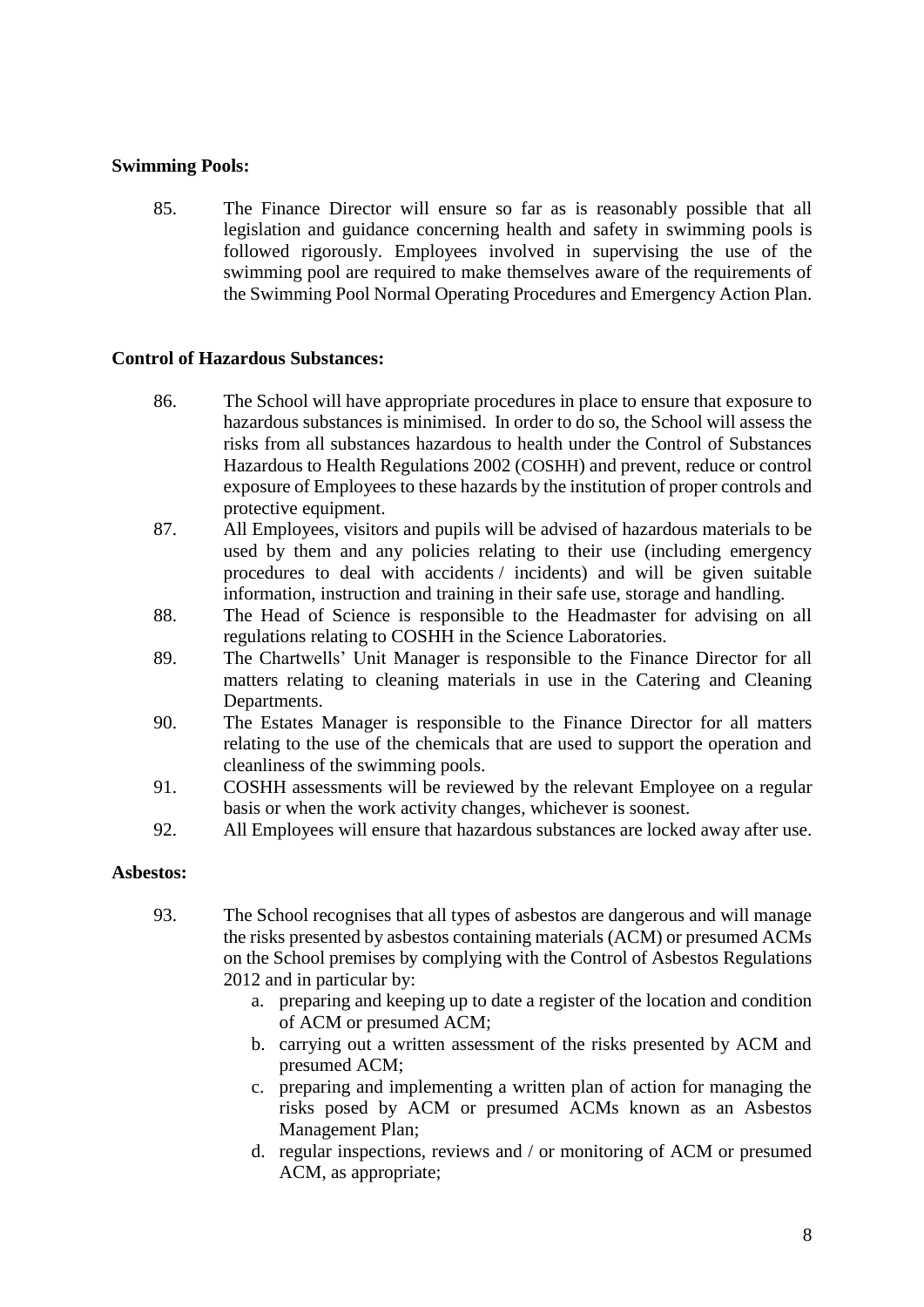**Swimming Pools:**

85. The Finance Director will ensure so far as is reasonably possible that all legislation and guidance concerning health and safety in swimming pools is followed rigorously. Employees involved in supervising the use of the swimming pool are required to make themselves aware of the requirements of the Swimming Pool Normal Operating Procedures and Emergency Action Plan.

**Control of Hazardous Substances:**

86. The School will have appropriate procedures in place to ensure that exposure to hazardous substances is minimised. In order to do so, the School will assess the risks from all substances hazardous to health under the Control of Substances Hazardous to Health Regulations 2002 (COSHH) and prevent, reduce or control exposure of Employees to these hazards by the institution of proper controls and protective equipment.
87. All Employees, visitors and pupils will be advised of hazardous materials to be used by them and any policies relating to their use (including emergency procedures to deal with accidents / incidents) and will be given suitable information, instruction and training in their safe use, storage and handling.
88. The Head of Science is responsible to the Headmaster for advising on all regulations relating to COSHH in the Science Laboratories.
89. The Chartwells' Unit Manager is responsible to the Finance Director for all matters relating to cleaning materials in use in the Catering and Cleaning Departments.
90. The Estates Manager is responsible to the Finance Director for all matters relating to the use of the chemicals that are used to support the operation and cleanliness of the swimming pools.
91. COSHH assessments will be reviewed by the relevant Employee on a regular basis or when the work activity changes, whichever is soonest.
92. All Employees will ensure that hazardous substances are locked away after use.

**Asbestos:**

93. The School recognises that all types of asbestos are dangerous and will manage the risks presented by asbestos containing materials (ACM) or presumed ACMs on the School premises by complying with the Control of Asbestos Regulations 2012 and in particular by:
    a. preparing and keeping up to date a register of the location and condition of ACM or presumed ACM;
    b. carrying out a written assessment of the risks presented by ACM and presumed ACM;
    c. preparing and implementing a written plan of action for managing the risks posed by ACM or presumed ACMs known as an Asbestos Management Plan;
    d. regular inspections, reviews and / or monitoring of ACM or presumed ACM, as appropriate;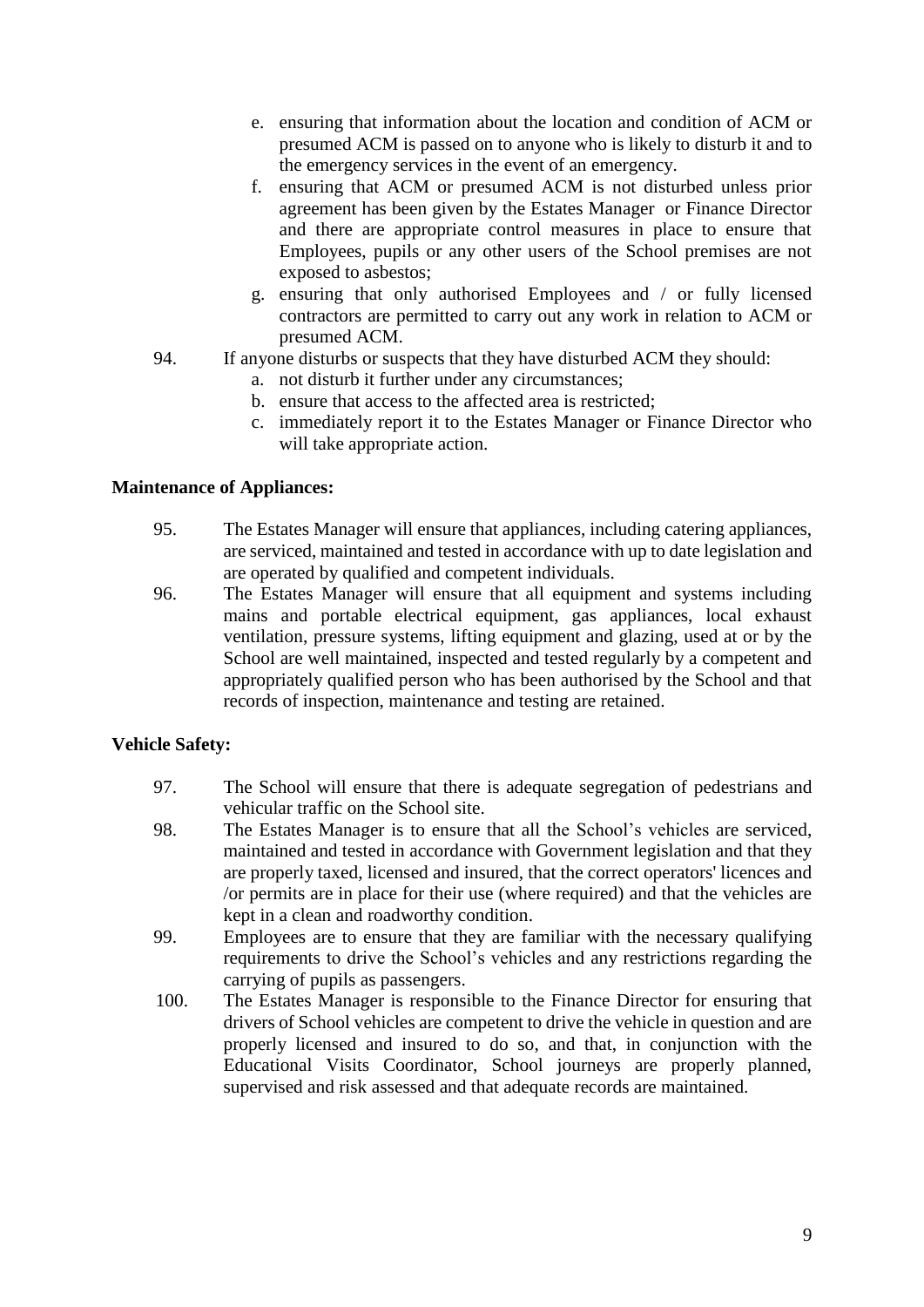e. ensuring that information about the location and condition of ACM or presumed ACM is passed on to anyone who is likely to disturb it and to the emergency services in the event of an emergency.
   f. ensuring that ACM or presumed ACM is not disturbed unless prior agreement has been given by the Estates Manager or Finance Director and there are appropriate control measures in place to ensure that Employees, pupils or any other users of the School premises are not exposed to asbestos;
   g. ensuring that only authorised Employees and / or fully licensed contractors are permitted to carry out any work in relation to ACM or presumed ACM.

94. If anyone disturbs or suspects that they have disturbed ACM they should:
    a. not disturb it further under any circumstances;
    b. ensure that access to the affected area is restricted;
    c. immediately report it to the Estates Manager or Finance Director who will take appropriate action.

**Maintenance of Appliances:**

95. The Estates Manager will ensure that appliances, including catering appliances, are serviced, maintained and tested in accordance with up to date legislation and are operated by qualified and competent individuals.
96. The Estates Manager will ensure that all equipment and systems including mains and portable electrical equipment, gas appliances, local exhaust ventilation, pressure systems, lifting equipment and glazing, used at or by the School are well maintained, inspected and tested regularly by a competent and appropriately qualified person who has been authorised by the School and that records of inspection, maintenance and testing are retained.

**Vehicle Safety:**

97. The School will ensure that there is adequate segregation of pedestrians and vehicular traffic on the School site.
98. The Estates Manager is to ensure that all the School's vehicles are serviced, maintained and tested in accordance with Government legislation and that they are properly taxed, licensed and insured, that the correct operators' licences and /or permits are in place for their use (where required) and that the vehicles are kept in a clean and roadworthy condition.
99. Employees are to ensure that they are familiar with the necessary qualifying requirements to drive the School's vehicles and any restrictions regarding the carrying of pupils as passengers.
100. The Estates Manager is responsible to the Finance Director for ensuring that drivers of School vehicles are competent to drive the vehicle in question and are properly licensed and insured to do so, and that, in conjunction with the Educational Visits Coordinator, School journeys are properly planned, supervised and risk assessed and that adequate records are maintained.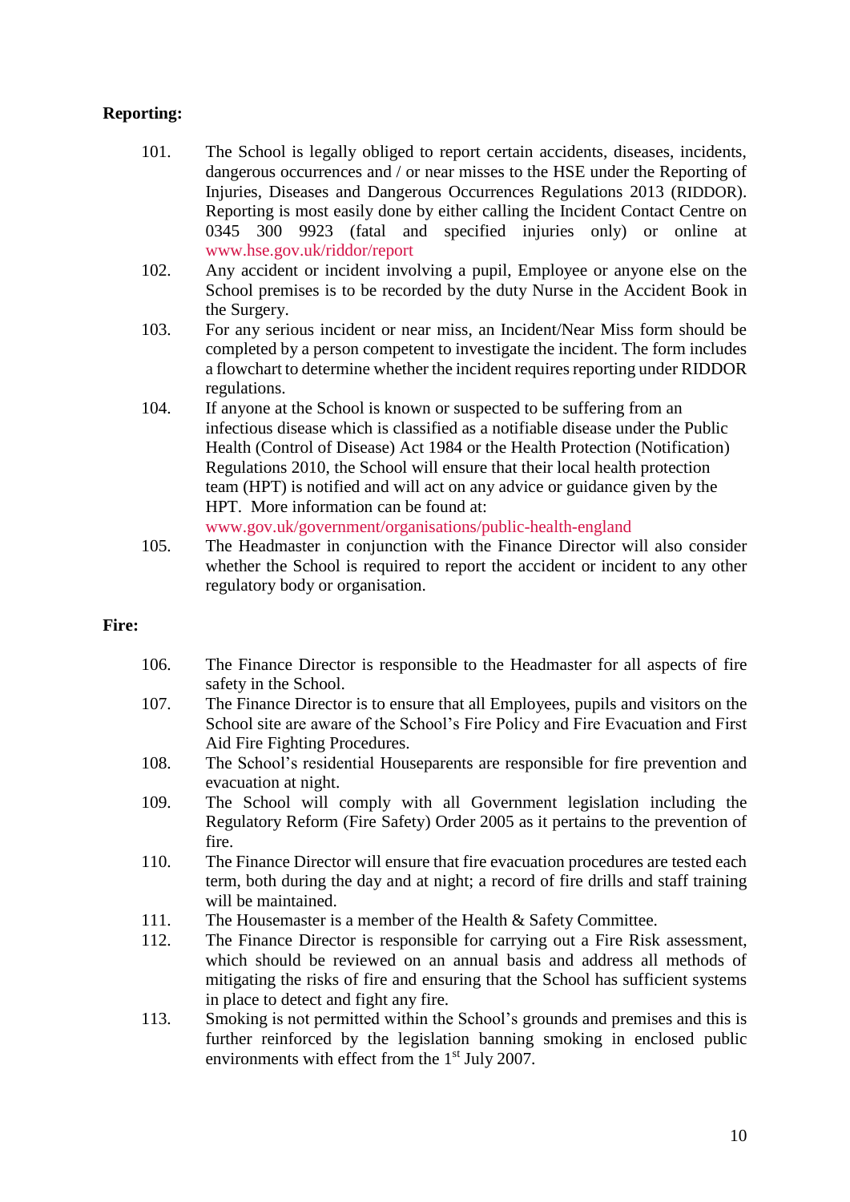**Reporting:**

101. The School is legally obliged to report certain accidents, diseases, incidents, dangerous occurrences and / or near misses to the HSE under the Reporting of Injuries, Diseases and Dangerous Occurrences Regulations 2013 (RIDDOR). Reporting is most easily done by either calling the Incident Contact Centre on 0345 300 9923 (fatal and specified injuries only) or online at www.hse.gov.uk/riddor/report
102. Any accident or incident involving a pupil, Employee or anyone else on the School premises is to be recorded by the duty Nurse in the Accident Book in the Surgery.
103. For any serious incident or near miss, an Incident/Near Miss form should be completed by a person competent to investigate the incident. The form includes a flowchart to determine whether the incident requires reporting under RIDDOR regulations.
104. If anyone at the School is known or suspected to be suffering from an infectious disease which is classified as a notifiable disease under the Public Health (Control of Disease) Act 1984 or the Health Protection (Notification) Regulations 2010, the School will ensure that their local health protection team (HPT) is notified and will act on any advice or guidance given by the HPT. More information can be found at: www.gov.uk/government/organisations/public-health-england
105. The Headmaster in conjunction with the Finance Director will also consider whether the School is required to report the accident or incident to any other regulatory body or organisation.

**Fire:**

106. The Finance Director is responsible to the Headmaster for all aspects of fire safety in the School.
107. The Finance Director is to ensure that all Employees, pupils and visitors on the School site are aware of the School's Fire Policy and Fire Evacuation and First Aid Fire Fighting Procedures.
108. The School's residential Houseparents are responsible for fire prevention and evacuation at night.
109. The School will comply with all Government legislation including the Regulatory Reform (Fire Safety) Order 2005 as it pertains to the prevention of fire.
110. The Finance Director will ensure that fire evacuation procedures are tested each term, both during the day and at night; a record of fire drills and staff training will be maintained.
111. The Housemaster is a member of the Health & Safety Committee.
112. The Finance Director is responsible for carrying out a Fire Risk assessment, which should be reviewed on an annual basis and address all methods of mitigating the risks of fire and ensuring that the School has sufficient systems in place to detect and fight any fire.
113. Smoking is not permitted within the School's grounds and premises and this is further reinforced by the legislation banning smoking in enclosed public environments with effect from the 1st July 2007.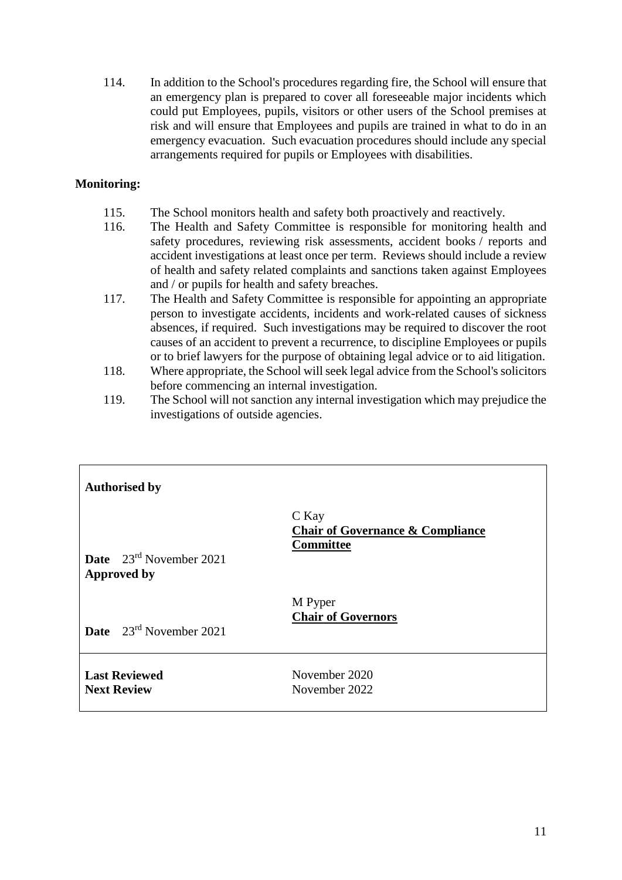114. In addition to the School's procedures regarding fire, the School will ensure that an emergency plan is prepared to cover all foreseeable major incidents which could put Employees, pupils, visitors or other users of the School premises at risk and will ensure that Employees and pupils are trained in what to do in an emergency evacuation. Such evacuation procedures should include any special arrangements required for pupils or Employees with disabilities.

**Monitoring:**

115. The School monitors health and safety both proactively and reactively.
116. The Health and Safety Committee is responsible for monitoring health and safety procedures, reviewing risk assessments, accident books / reports and accident investigations at least once per term. Reviews should include a review of health and safety related complaints and sanctions taken against Employees and / or pupils for health and safety breaches.
117. The Health and Safety Committee is responsible for appointing an appropriate person to investigate accidents, incidents and work-related causes of sickness absences, if required. Such investigations may be required to discover the root causes of an accident to prevent a recurrence, to discipline Employees or pupils or to brief lawyers for the purpose of obtaining legal advice or to aid litigation.
118. Where appropriate, the School will seek legal advice from the School's solicitors before commencing an internal investigation.
119. The School will not sanction any internal investigation which may prejudice the investigations of outside agencies.

| | |
|---|---|
| **Authorised by** | |
| | C Kay<br>**Chair of Governance & Compliance Committee** |
| **Date** 23rd November 2021 | |
| **Approved by** | |
| | M Pyper<br>**Chair of Governors** |
| **Date** 23rd November 2021 | |
| **Last Reviewed** | November 2020 |
| **Next Review** | November 2022 |